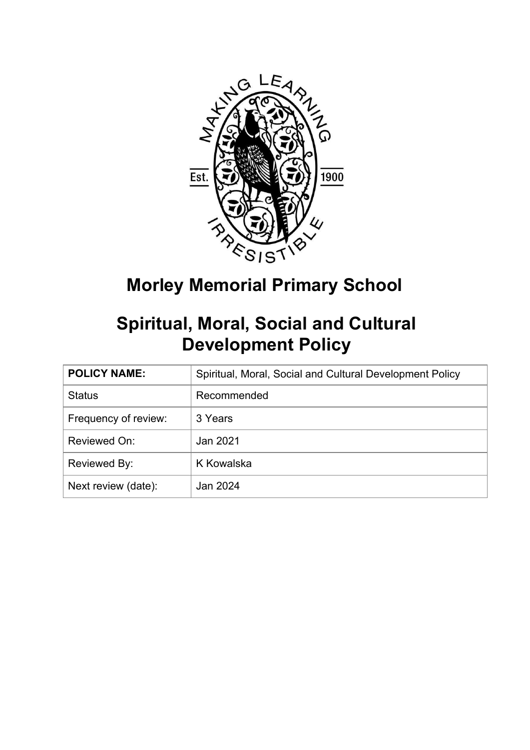# Morley Memorial Primary School

# Spiritual, Moral, Social and Cultural Development Policy

| POLICY NAME: | Spiritual, Moral, Social and Cultural Development Policy |
|---|---|
| Status | Recommended |
| Frequency of review: | 3 Years |
| Reviewed On: | Jan 2021 |
| Reviewed By: | K Kowalska |
| Next review (date): | Jan 2024 |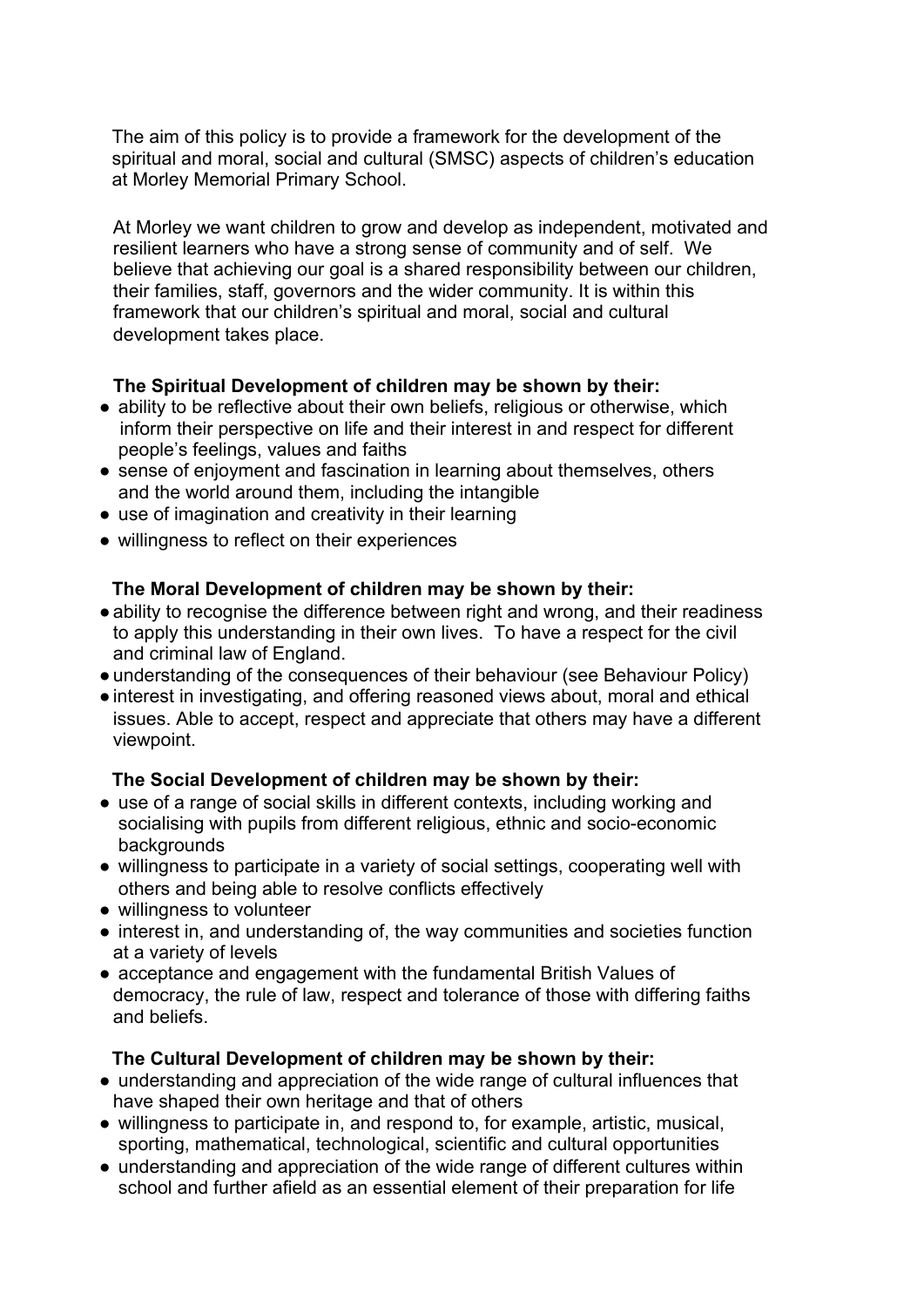The aim of this policy is to provide a framework for the development of the spiritual and moral, social and cultural (SMSC) aspects of children's education at Morley Memorial Primary School.

At Morley we want children to grow and develop as independent, motivated and resilient learners who have a strong sense of community and of self. We believe that achieving our goal is a shared responsibility between our children, their families, staff, governors and the wider community. It is within this framework that our children's spiritual and moral, social and cultural development takes place.

**The Spiritual Development of children may be shown by their:**

- ability to be reflective about their own beliefs, religious or otherwise, which inform their perspective on life and their interest in and respect for different people's feelings, values and faiths
- sense of enjoyment and fascination in learning about themselves, others and the world around them, including the intangible
- use of imagination and creativity in their learning
- willingness to reflect on their experiences

**The Moral Development of children may be shown by their:**

- ability to recognise the difference between right and wrong, and their readiness to apply this understanding in their own lives. To have a respect for the civil and criminal law of England.
- understanding of the consequences of their behaviour (see Behaviour Policy)
- interest in investigating, and offering reasoned views about, moral and ethical issues. Able to accept, respect and appreciate that others may have a different viewpoint.

**The Social Development of children may be shown by their:**

- use of a range of social skills in different contexts, including working and socialising with pupils from different religious, ethnic and socio-economic backgrounds
- willingness to participate in a variety of social settings, cooperating well with others and being able to resolve conflicts effectively
- willingness to volunteer
- interest in, and understanding of, the way communities and societies function at a variety of levels
- acceptance and engagement with the fundamental British Values of democracy, the rule of law, respect and tolerance of those with differing faiths and beliefs.

**The Cultural Development of children may be shown by their:**

- understanding and appreciation of the wide range of cultural influences that have shaped their own heritage and that of others
- willingness to participate in, and respond to, for example, artistic, musical, sporting, mathematical, technological, scientific and cultural opportunities
- understanding and appreciation of the wide range of different cultures within school and further afield as an essential element of their preparation for life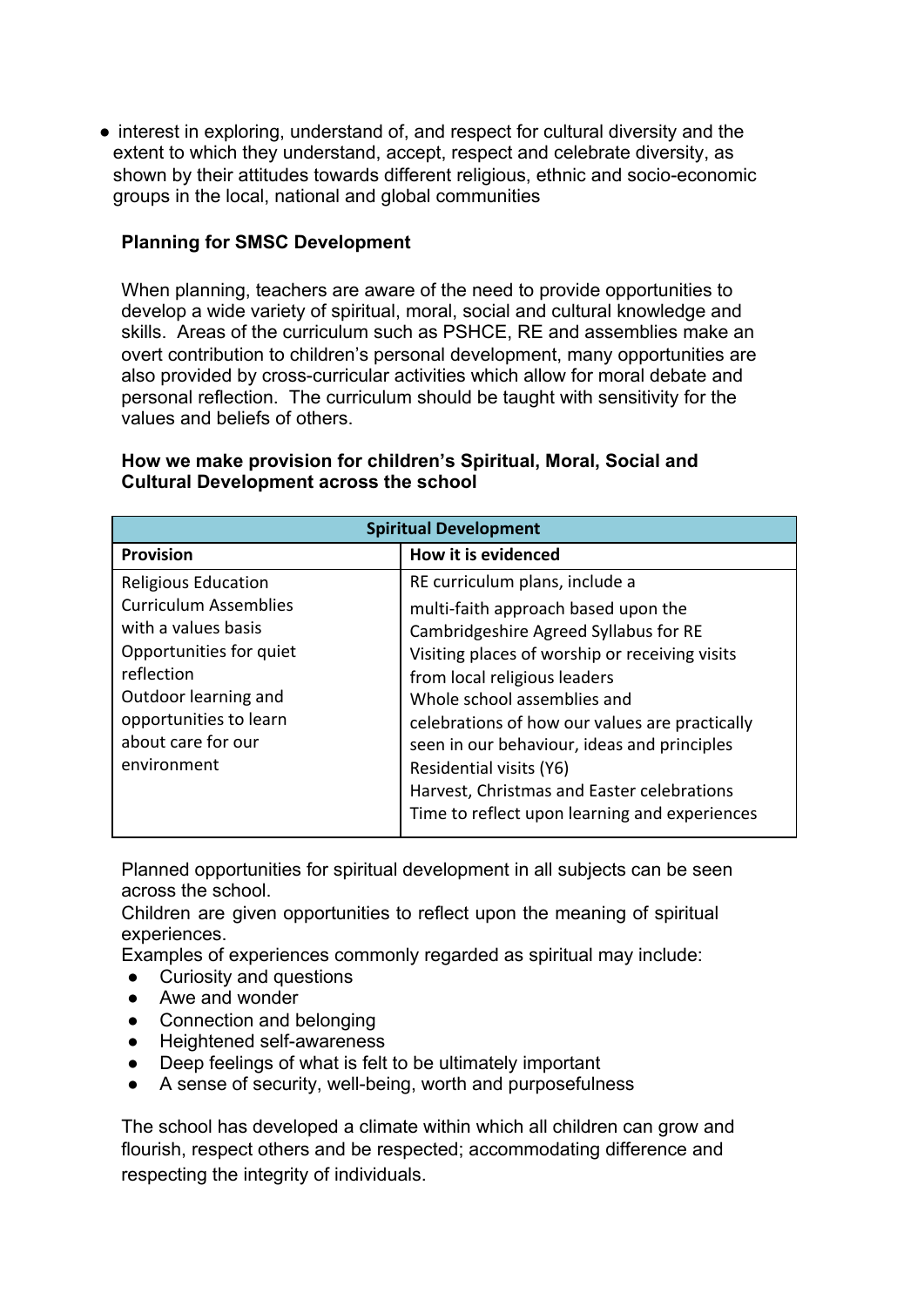- interest in exploring, understand of, and respect for cultural diversity and the extent to which they understand, accept, respect and celebrate diversity, as shown by their attitudes towards different religious, ethnic and socio-economic groups in the local, national and global communities

**Planning for SMSC Development**

When planning, teachers are aware of the need to provide opportunities to develop a wide variety of spiritual, moral, social and cultural knowledge and skills. Areas of the curriculum such as PSHCE, RE and assemblies make an overt contribution to children's personal development, many opportunities are also provided by cross-curricular activities which allow for moral debate and personal reflection. The curriculum should be taught with sensitivity for the values and beliefs of others.

**How we make provision for children's Spiritual, Moral, Social and Cultural Development across the school**

| **Spiritual Development** | |
|---|---|
| **Provision** | **How it is evidenced** |
| Religious Education<br>Curriculum Assemblies with a values basis<br>Opportunities for quiet reflection<br>Outdoor learning and opportunities to learn about care for our environment | RE curriculum plans, include a multi-faith approach based upon the Cambridgeshire Agreed Syllabus for RE<br>Visiting places of worship or receiving visits from local religious leaders<br>Whole school assemblies and celebrations of how our values are practically seen in our behaviour, ideas and principles<br>Residential visits (Y6)<br>Harvest, Christmas and Easter celebrations<br>Time to reflect upon learning and experiences |

Planned opportunities for spiritual development in all subjects can be seen across the school.
Children are given opportunities to reflect upon the meaning of spiritual experiences.
Examples of experiences commonly regarded as spiritual may include:

- Curiosity and questions
- Awe and wonder
- Connection and belonging
- Heightened self-awareness
- Deep feelings of what is felt to be ultimately important
- A sense of security, well-being, worth and purposefulness

The school has developed a climate within which all children can grow and flourish, respect others and be respected; accommodating difference and respecting the integrity of individuals.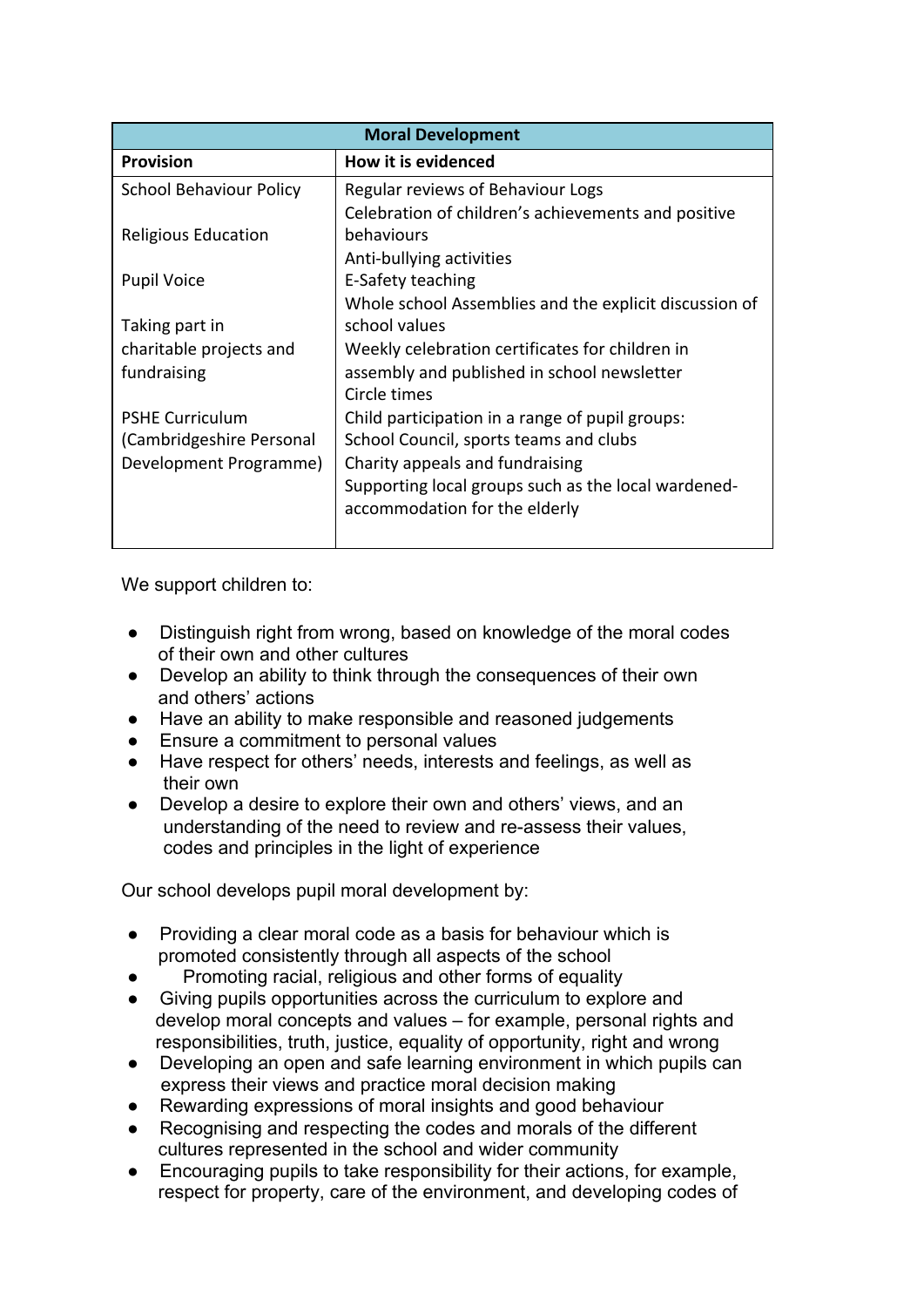| Moral Development | |
|---|---|
| **Provision** | **How it is evidenced** |
| School Behaviour Policy<br><br>Religious Education<br><br>Pupil Voice<br><br>Taking part in charitable projects and fundraising<br><br>PSHE Curriculum (Cambridgeshire Personal Development Programme) | Regular reviews of Behaviour Logs<br>Celebration of children's achievements and positive behaviours<br>Anti-bullying activities<br>E-Safety teaching<br>Whole school Assemblies and the explicit discussion of school values<br>Weekly celebration certificates for children in assembly and published in school newsletter<br>Circle times<br>Child participation in a range of pupil groups: School Council, sports teams and clubs<br>Charity appeals and fundraising<br>Supporting local groups such as the local wardened-accommodation for the elderly |

We support children to:

- Distinguish right from wrong, based on knowledge of the moral codes of their own and other cultures
- Develop an ability to think through the consequences of their own and others' actions
- Have an ability to make responsible and reasoned judgements
- Ensure a commitment to personal values
- Have respect for others' needs, interests and feelings, as well as their own
- Develop a desire to explore their own and others' views, and an understanding of the need to review and re-assess their values, codes and principles in the light of experience

Our school develops pupil moral development by:

- Providing a clear moral code as a basis for behaviour which is promoted consistently through all aspects of the school
- Promoting racial, religious and other forms of equality
- Giving pupils opportunities across the curriculum to explore and develop moral concepts and values – for example, personal rights and responsibilities, truth, justice, equality of opportunity, right and wrong
- Developing an open and safe learning environment in which pupils can express their views and practice moral decision making
- Rewarding expressions of moral insights and good behaviour
- Recognising and respecting the codes and morals of the different cultures represented in the school and wider community
- Encouraging pupils to take responsibility for their actions, for example, respect for property, care of the environment, and developing codes of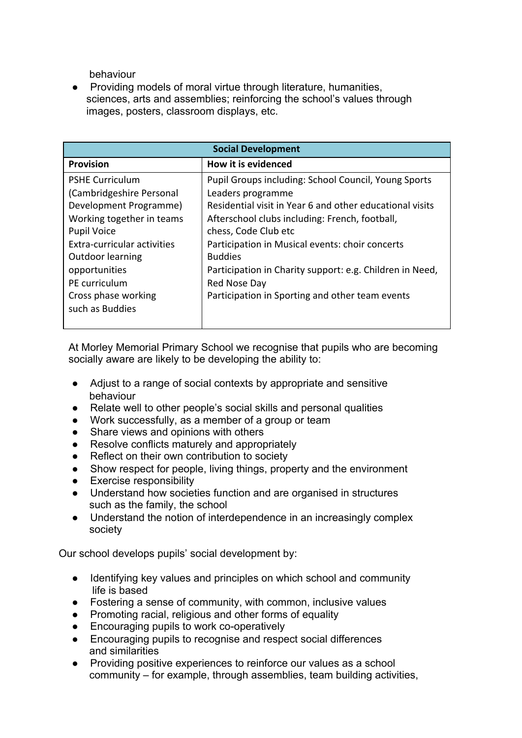behaviour

- Providing models of moral virtue through literature, humanities, sciences, arts and assemblies; reinforcing the school's values through images, posters, classroom displays, etc.

| Social Development | |
|---|---|
| **Provision** | **How it is evidenced** |
| PSHE Curriculum (Cambridgeshire Personal Development Programme)<br>Working together in teams<br>Pupil Voice<br>Extra-curricular activities<br>Outdoor learning opportunities<br>PE curriculum<br>Cross phase working such as Buddies | Pupil Groups including: School Council, Young Sports Leaders programme<br>Residential visit in Year 6 and other educational visits<br>Afterschool clubs including: French, football, chess, Code Club etc<br>Participation in Musical events: choir concerts<br>Buddies<br>Participation in Charity support: e.g. Children in Need, Red Nose Day<br>Participation in Sporting and other team events |

At Morley Memorial Primary School we recognise that pupils who are becoming socially aware are likely to be developing the ability to:

- Adjust to a range of social contexts by appropriate and sensitive behaviour
- Relate well to other people's social skills and personal qualities
- Work successfully, as a member of a group or team
- Share views and opinions with others
- Resolve conflicts maturely and appropriately
- Reflect on their own contribution to society
- Show respect for people, living things, property and the environment
- Exercise responsibility
- Understand how societies function and are organised in structures such as the family, the school
- Understand the notion of interdependence in an increasingly complex society

Our school develops pupils' social development by:

- Identifying key values and principles on which school and community life is based
- Fostering a sense of community, with common, inclusive values
- Promoting racial, religious and other forms of equality
- Encouraging pupils to work co-operatively
- Encouraging pupils to recognise and respect social differences and similarities
- Providing positive experiences to reinforce our values as a school community – for example, through assemblies, team building activities,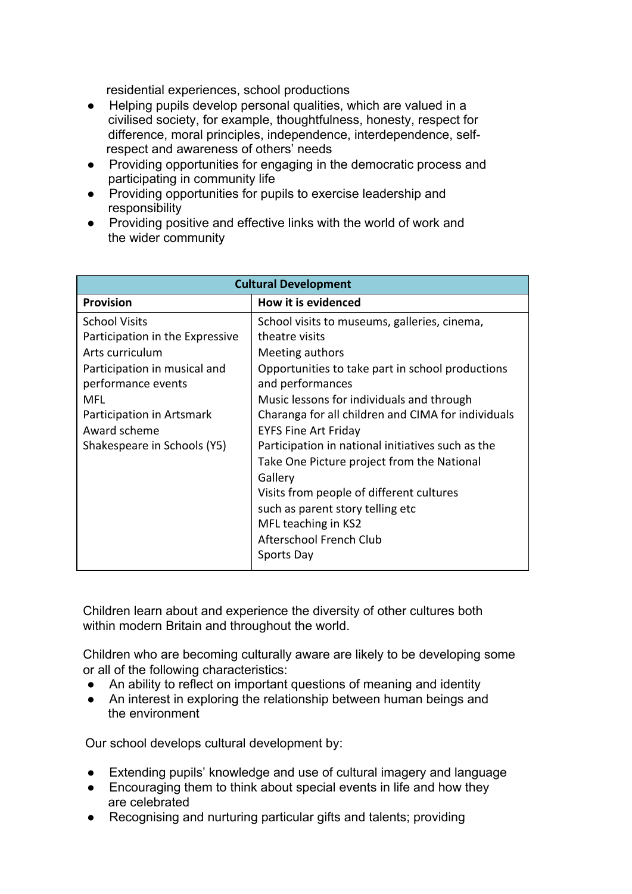residential experiences, school productions

- Helping pupils develop personal qualities, which are valued in a civilised society, for example, thoughtfulness, honesty, respect for difference, moral principles, independence, interdependence, self-respect and awareness of others' needs
- Providing opportunities for engaging in the democratic process and participating in community life
- Providing opportunities for pupils to exercise leadership and responsibility
- Providing positive and effective links with the world of work and the wider community

| Cultural Development | |
|---|---|
| **Provision** | **How it is evidenced** |
| School Visits<br>Participation in the Expressive Arts curriculum<br>Participation in musical and performance events<br>MFL<br>Participation in Artsmark Award scheme<br>Shakespeare in Schools (Y5) | School visits to museums, galleries, cinema, theatre visits<br>Meeting authors<br>Opportunities to take part in school productions and performances<br>Music lessons for individuals and through Charanga for all children and CIMA for individuals<br>EYFS Fine Art Friday<br>Participation in national initiatives such as the Take One Picture project from the National Gallery<br>Visits from people of different cultures such as parent story telling etc<br>MFL teaching in KS2<br>Afterschool French Club<br>Sports Day |

Children learn about and experience the diversity of other cultures both within modern Britain and throughout the world.

Children who are becoming culturally aware are likely to be developing some or all of the following characteristics:

- An ability to reflect on important questions of meaning and identity
- An interest in exploring the relationship between human beings and the environment

Our school develops cultural development by:

- Extending pupils' knowledge and use of cultural imagery and language
- Encouraging them to think about special events in life and how they are celebrated
- Recognising and nurturing particular gifts and talents; providing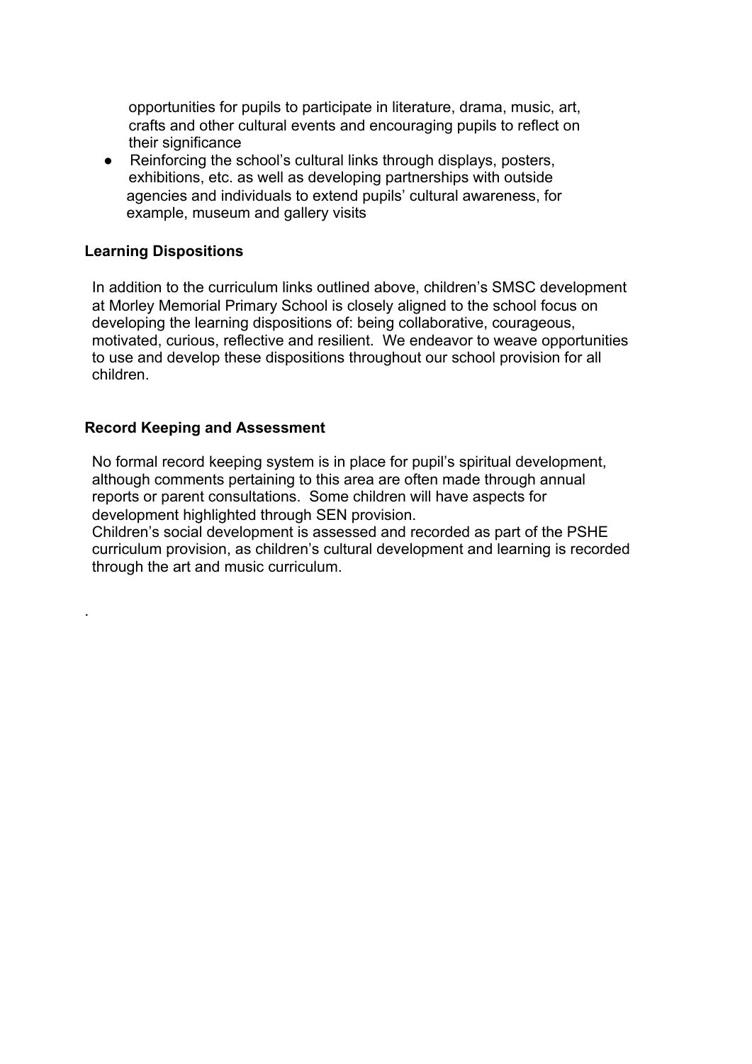opportunities for pupils to participate in literature, drama, music, art, crafts and other cultural events and encouraging pupils to reflect on their significance

- Reinforcing the school's cultural links through displays, posters, exhibitions, etc. as well as developing partnerships with outside agencies and individuals to extend pupils' cultural awareness, for example, museum and gallery visits

### Learning Dispositions

In addition to the curriculum links outlined above, children's SMSC development at Morley Memorial Primary School is closely aligned to the school focus on developing the learning dispositions of: being collaborative, courageous, motivated, curious, reflective and resilient. We endeavor to weave opportunities to use and develop these dispositions throughout our school provision for all children.

### Record Keeping and Assessment

No formal record keeping system is in place for pupil's spiritual development, although comments pertaining to this area are often made through annual reports or parent consultations. Some children will have aspects for development highlighted through SEN provision.
Children's social development is assessed and recorded as part of the PSHE curriculum provision, as children's cultural development and learning is recorded through the art and music curriculum.

.